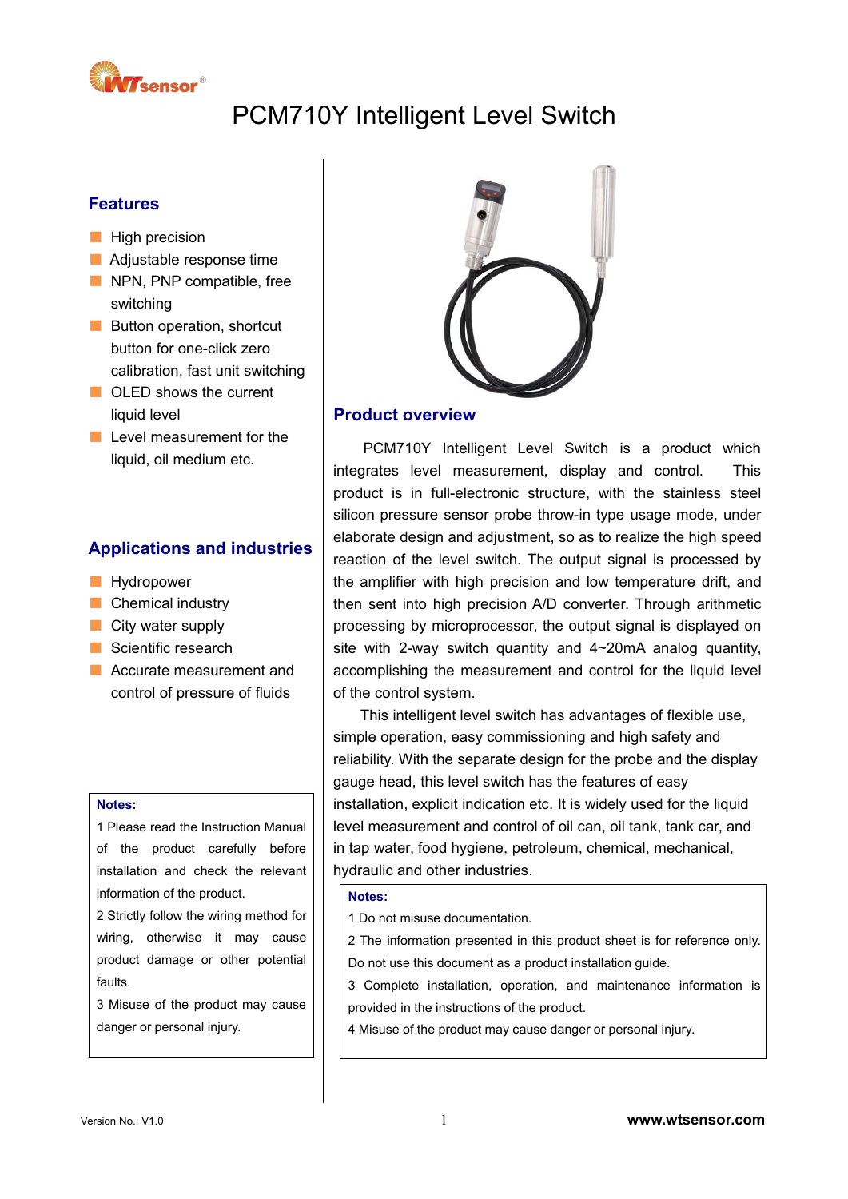# PCM710Y Intelligent Level Switch

## Features

- High precision
- Adjustable response time
- NPN, PNP compatible, free switching
- Button operation, shortcut button for one-click zero calibration, fast unit switching
- OLED shows the current liquid level
- Level measurement for the liquid, oil medium etc.

## Applications and industries

- Hydropower
- Chemical industry
- City water supply
- Scientific research
- Accurate measurement and control of pressure of fluids

**Notes:**

1 Please read the Instruction Manual of the product carefully before installation and check the relevant information of the product.

2 Strictly follow the wiring method for wiring, otherwise it may cause product damage or other potential faults.

3 Misuse of the product may cause danger or personal injury.

## Product overview

PCM710Y Intelligent Level Switch is a product which integrates level measurement, display and control. This product is in full-electronic structure, with the stainless steel silicon pressure sensor probe throw-in type usage mode, under elaborate design and adjustment, so as to realize the high speed reaction of the level switch. The output signal is processed by the amplifier with high precision and low temperature drift, and then sent into high precision A/D converter. Through arithmetic processing by microprocessor, the output signal is displayed on site with 2-way switch quantity and 4~20mA analog quantity, accomplishing the measurement and control for the liquid level of the control system.

This intelligent level switch has advantages of flexible use, simple operation, easy commissioning and high safety and reliability. With the separate design for the probe and the display gauge head, this level switch has the features of easy installation, explicit indication etc. It is widely used for the liquid level measurement and control of oil can, oil tank, tank car, and in tap water, food hygiene, petroleum, chemical, mechanical, hydraulic and other industries.

**Notes:**

1 Do not misuse documentation.

2 The information presented in this product sheet is for reference only. Do not use this document as a product installation guide.

3 Complete installation, operation, and maintenance information is provided in the instructions of the product.

4 Misuse of the product may cause danger or personal injury.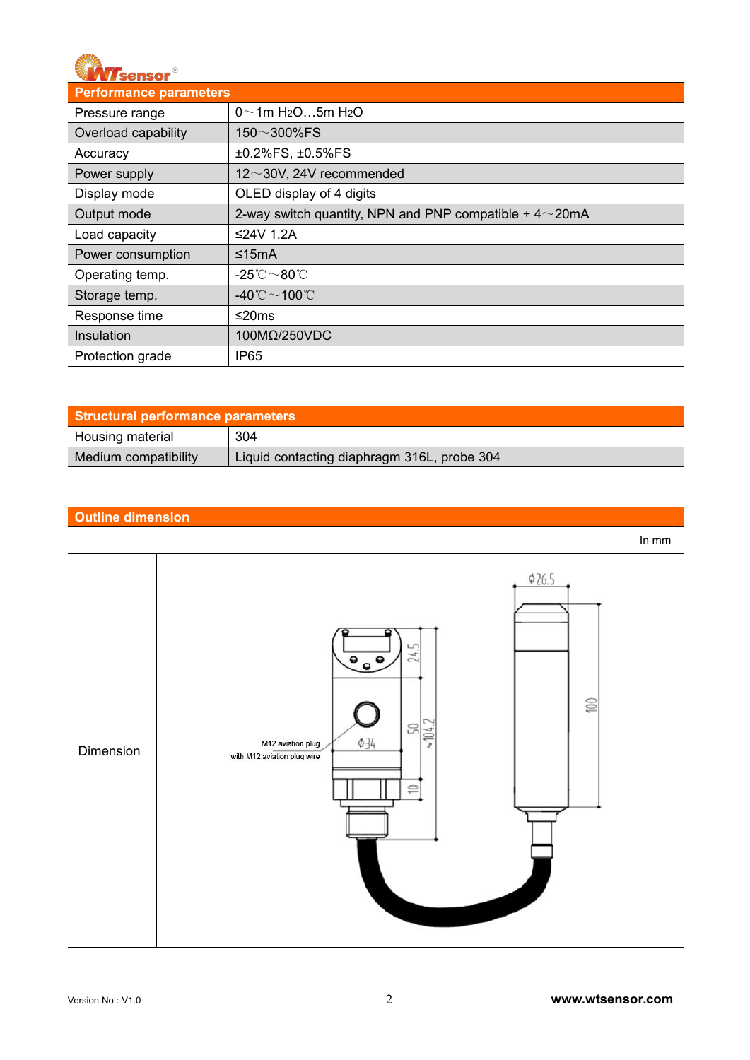## Performance parameters

| Performance parameters | |
|---|---|
| Pressure range | 0～1m $H_2O$…5m $H_2O$ |
| Overload capability | 150～300%FS |
| Accuracy | ±0.2%FS, ±0.5%FS |
| Power supply | 12～30V, 24V recommended |
| Display mode | OLED display of 4 digits |
| Output mode | 2-way switch quantity, NPN and PNP compatible + 4～20mA |
| Load capacity | ≤24V 1.2A |
| Power consumption | ≤15mA |
| Operating temp. | -25℃～80℃ |
| Storage temp. | -40℃～100℃ |
| Response time | ≤20ms |
| Insulation | 100MΩ/250VDC |
| Protection grade | IP65 |

## Structural performance parameters

| Structural performance parameters | |
|---|---|
| Housing material | 304 |
| Medium compatibility | Liquid contacting diaphragm 316L, probe 304 |

## Outline dimension

In mm

Dimension

M12 aviation plug

with M12 aviation plug wire

Φ26.5 24.5 50 ≈104.2 Φ34 10 100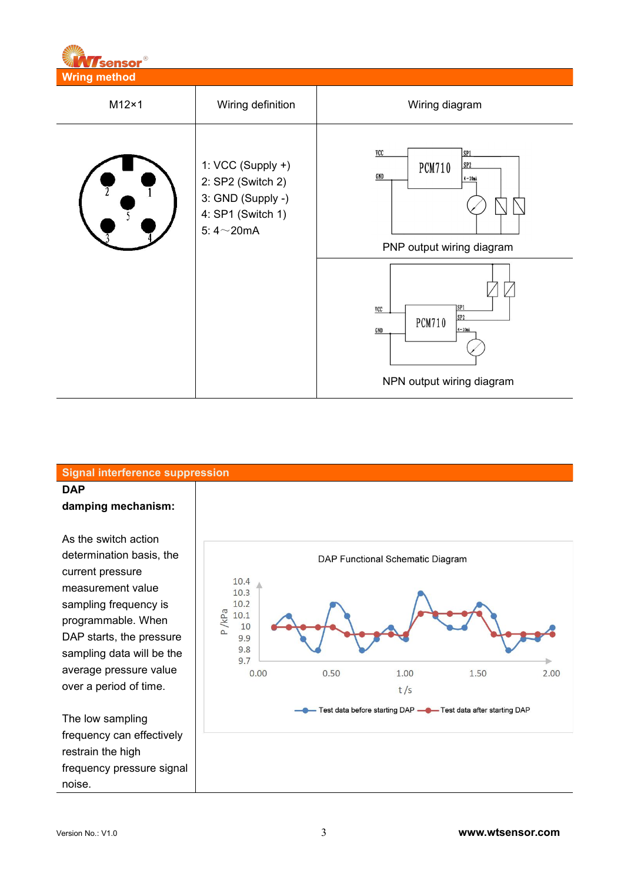## Wring method

| M12×1 | Wiring definition | Wiring diagram |
|---|---|---|
| | 1: VCC (Supply +)<br>2: SP2 (Switch 2)<br>3: GND (Supply -)<br>4: SP1 (Switch 1)<br>5: 4～20mA | PNP output wiring diagram<br>NPN output wiring diagram |

## Signal interference suppression

**DAP damping mechanism:**

As the switch action determination basis, the current pressure measurement value sampling frequency is programmable. When DAP starts, the pressure sampling data will be the average pressure value over a period of time.

The low sampling frequency can effectively restrain the high frequency pressure signal noise.

DAP Functional Schematic Diagram

Test data before starting DAP — Test data after starting DAP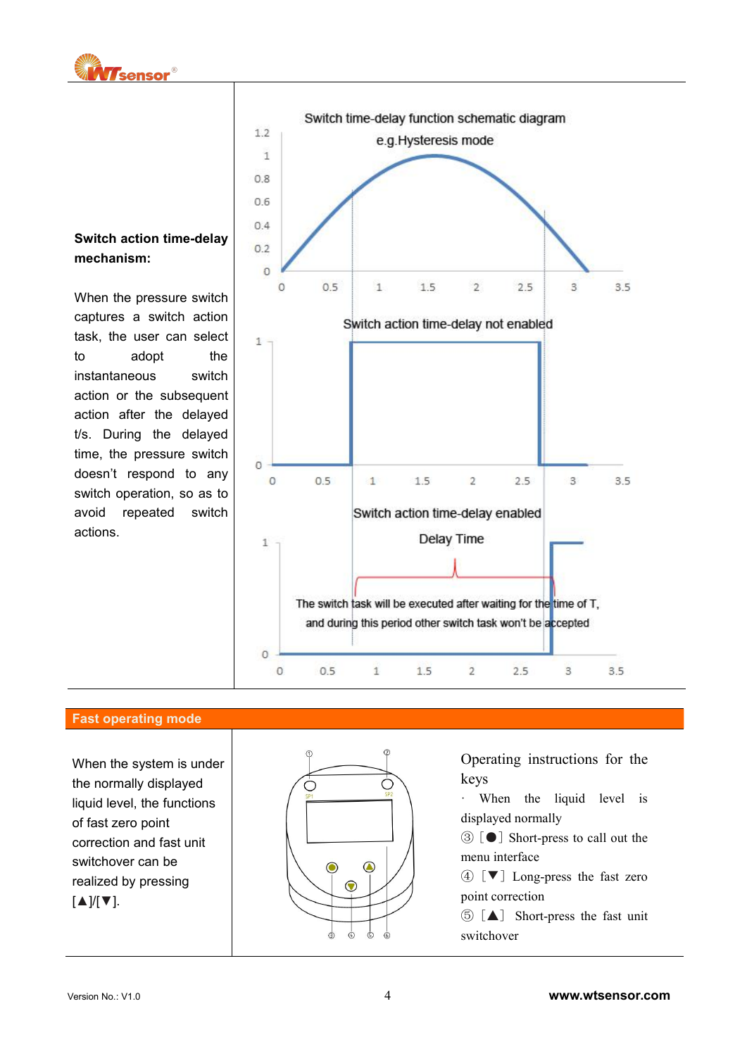**Switch action time-delay mechanism:**

When the pressure switch captures a switch action task, the user can select to adopt the instantaneous switch action or the subsequent action after the delayed t/s. During the delayed time, the pressure switch doesn't respond to any switch operation, so as to avoid repeated switch actions.

Switch time-delay function schematic diagram

e.g.Hysteresis mode

Switch action time-delay not enabled

Switch action time-delay enabled

Delay Time

The switch task will be executed after waiting for the time of T, and during this period other switch task won't be accepted

## Fast operating mode

When the system is under the normally displayed liquid level, the functions of fast zero point correction and fast unit switchover can be realized by pressing [▲]/[▼].

Operating instructions for the keys

· When the liquid level is displayed normally

③ [●] Short-press to call out the menu interface

④ [▼] Long-press the fast zero point correction

⑤ [▲] Short-press the fast unit switchover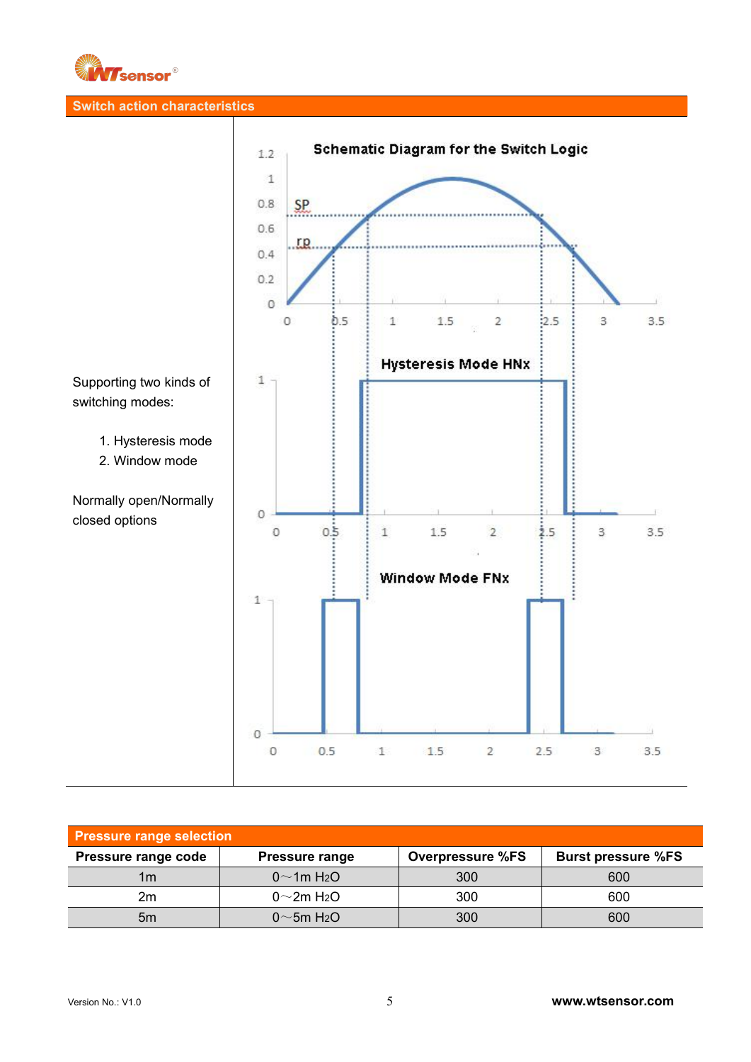## Switch action characteristics

Supporting two kinds of switching modes:

1. Hysteresis mode
2. Window mode

Normally open/Normally closed options

## Pressure range selection

| Pressure range code | Pressure range | Overpressure %FS | Burst pressure %FS |
|---|---|---|---|
| 1m | 0～1m $H_2O$ | 300 | 600 |
| 2m | 0～2m $H_2O$ | 300 | 600 |
| 5m | 0～5m $H_2O$ | 300 | 600 |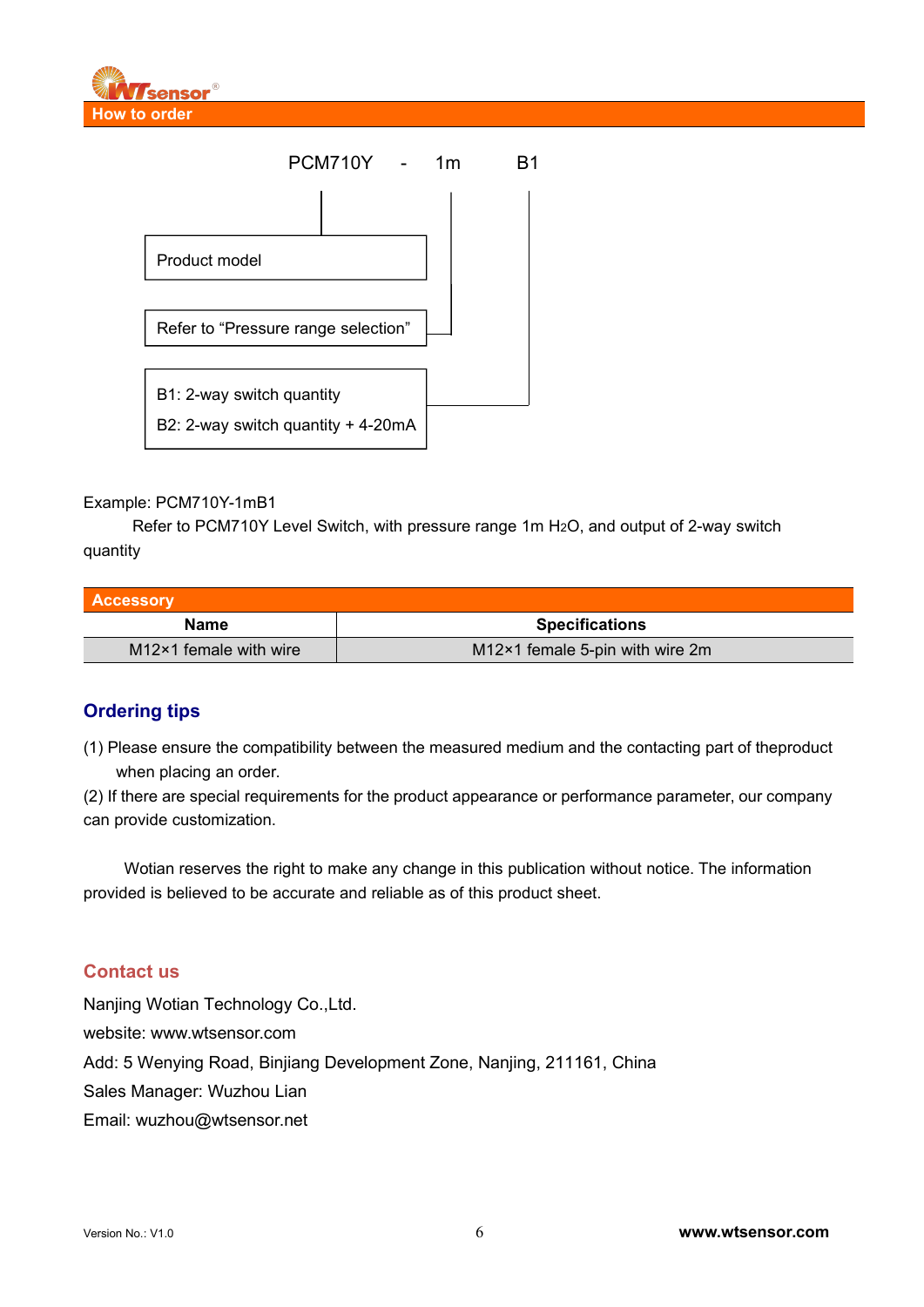## How to order

PCM710Y - 1m B1

- Product model
- Refer to "Pressure range selection"
- B1: 2-way switch quantity
  B2: 2-way switch quantity + 4-20mA

Example: PCM710Y-1mB1

Refer to PCM710Y Level Switch, with pressure range 1m $H_2O$, and output of 2-way switch quantity

## Accessory

| Name | Specifications |
|---|---|
| M12×1 female with wire | M12×1 female 5-pin with wire 2m |

## Ordering tips

(1) Please ensure the compatibility between the measured medium and the contacting part of theproduct when placing an order.

(2) If there are special requirements for the product appearance or performance parameter, our company can provide customization.

Wotian reserves the right to make any change in this publication without notice. The information provided is believed to be accurate and reliable as of this product sheet.

## Contact us

Nanjing Wotian Technology Co.,Ltd.

website: www.wtsensor.com

Add: 5 Wenying Road, Binjiang Development Zone, Nanjing, 211161, China

Sales Manager: Wuzhou Lian

Email: wuzhou@wtsensor.net